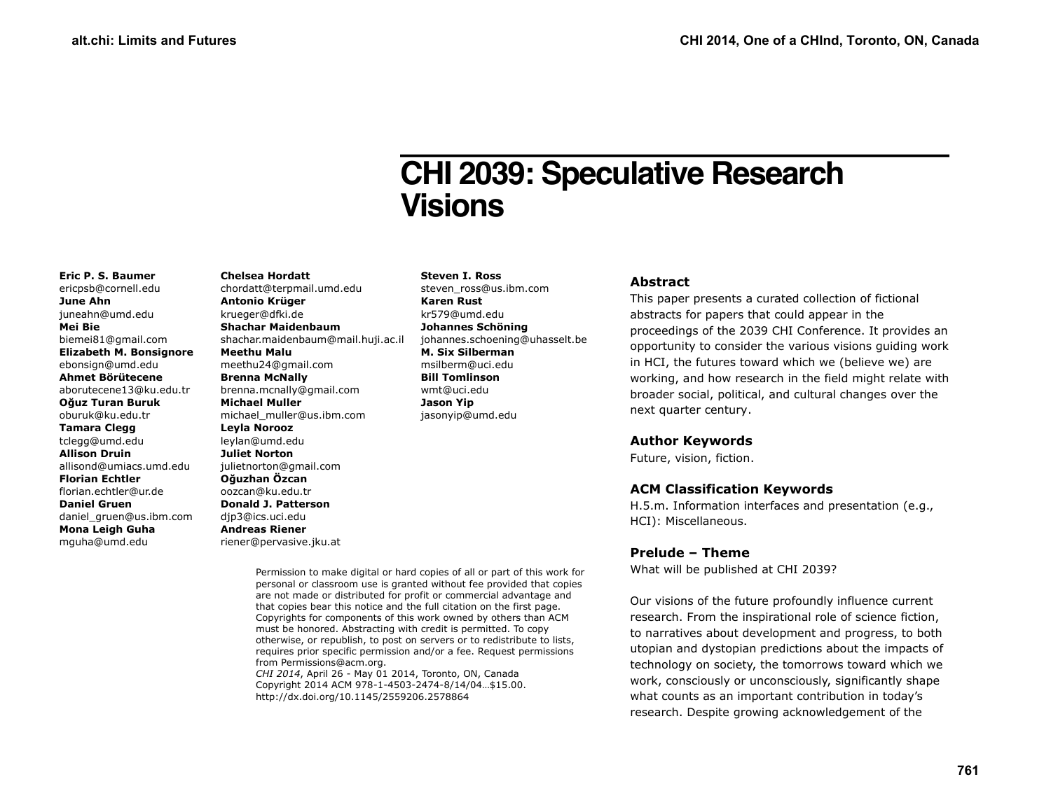# CHI 2039: Speculative Research Visions

**Eric P. S. Baumer**
ericpsb@cornell.edu
**June Ahn**
juneahn@umd.edu
**Mei Bie**
biemei81@gmail.com
**Elizabeth M. Bonsignore**
ebonsign@umd.edu
**Ahmet Börütecene**
aborutecene13@ku.edu.tr
**Oğuz Turan Buruk**
oburuk@ku.edu.tr
**Tamara Clegg**
tclegg@umd.edu
**Allison Druin**
allisond@umiacs.umd.edu
**Florian Echtler**
florian.echtler@ur.de
**Daniel Gruen**
daniel_gruen@us.ibm.com
**Mona Leigh Guha**
mguha@umd.edu
**Chelsea Hordatt**
chordatt@terpmail.umd.edu
**Antonio Krüger**
krueger@dfki.de
**Shachar Maidenbaum**
shachar.maidenbaum@mail.huji.ac.il
**Meethu Malu**
meethu24@gmail.com
**Brenna McNally**
brenna.mcnally@gmail.com
**Michael Muller**
michael_muller@us.ibm.com
**Leyla Norooz**
leylan@umd.edu
**Juliet Norton**
julietnorton@gmail.com
**Oğuzhan Özcan**
oozcan@ku.edu.tr
**Donald J. Patterson**
djp3@ics.uci.edu
**Andreas Riener**
riener@pervasive.jku.at
**Steven I. Ross**
steven_ross@us.ibm.com
**Karen Rust**
kr579@umd.edu
**Johannes Schöning**
johannes.schoening@uhasselt.be
**M. Six Silberman**
msilberm@uci.edu
**Bill Tomlinson**
wmt@uci.edu
**Jason Yip**
jasonyip@umd.edu

Permission to make digital or hard copies of all or part of this work for personal or classroom use is granted without fee provided that copies are not made or distributed for profit or commercial advantage and that copies bear this notice and the full citation on the first page. Copyrights for components of this work owned by others than ACM must be honored. Abstracting with credit is permitted. To copy otherwise, or republish, to post on servers or to redistribute to lists, requires prior specific permission and/or a fee. Request permissions from Permissions@acm.org.
*CHI 2014*, April 26 - May 01 2014, Toronto, ON, Canada
Copyright 2014 ACM 978-1-4503-2474-8/14/04…$15.00.
http://dx.doi.org/10.1145/2559206.2578864

## Abstract

This paper presents a curated collection of fictional abstracts for papers that could appear in the proceedings of the 2039 CHI Conference. It provides an opportunity to consider the various visions guiding work in HCI, the futures toward which we (believe we) are working, and how research in the field might relate with broader social, political, and cultural changes over the next quarter century.

## Author Keywords

Future, vision, fiction.

## ACM Classification Keywords

H.5.m. Information interfaces and presentation (e.g., HCI): Miscellaneous.

## Prelude – Theme

What will be published at CHI 2039?

Our visions of the future profoundly influence current research. From the inspirational role of science fiction, to narratives about development and progress, to both utopian and dystopian predictions about the impacts of technology on society, the tomorrows toward which we work, consciously or unconsciously, significantly shape what counts as an important contribution in today's research. Despite growing acknowledgement of the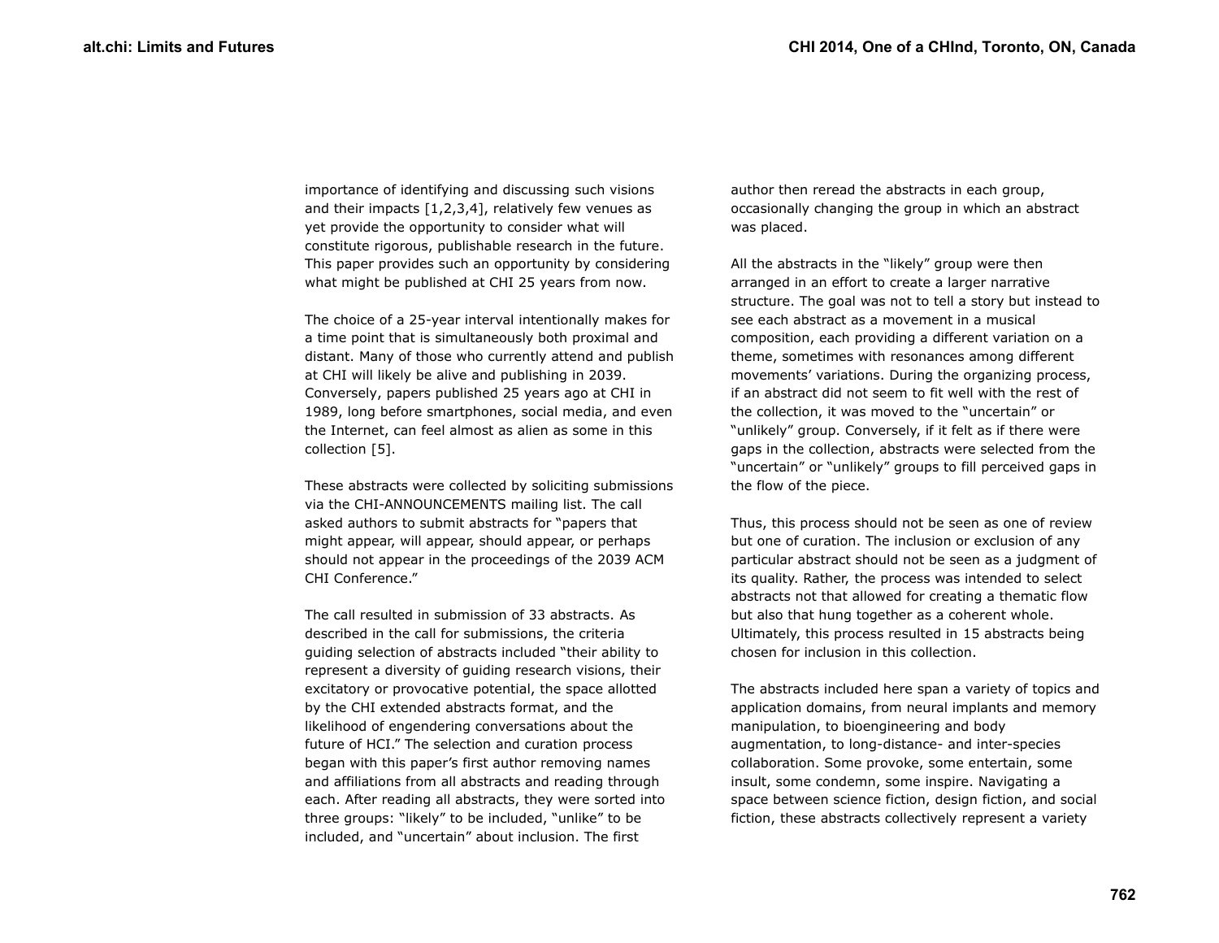importance of identifying and discussing such visions and their impacts [1,2,3,4], relatively few venues as yet provide the opportunity to consider what will constitute rigorous, publishable research in the future. This paper provides such an opportunity by considering what might be published at CHI 25 years from now.

The choice of a 25-year interval intentionally makes for a time point that is simultaneously both proximal and distant. Many of those who currently attend and publish at CHI will likely be alive and publishing in 2039. Conversely, papers published 25 years ago at CHI in 1989, long before smartphones, social media, and even the Internet, can feel almost as alien as some in this collection [5].

These abstracts were collected by soliciting submissions via the CHI-ANNOUNCEMENTS mailing list. The call asked authors to submit abstracts for "papers that might appear, will appear, should appear, or perhaps should not appear in the proceedings of the 2039 ACM CHI Conference."

The call resulted in submission of 33 abstracts. As described in the call for submissions, the criteria guiding selection of abstracts included "their ability to represent a diversity of guiding research visions, their excitatory or provocative potential, the space allotted by the CHI extended abstracts format, and the likelihood of engendering conversations about the future of HCI." The selection and curation process began with this paper's first author removing names and affiliations from all abstracts and reading through each. After reading all abstracts, they were sorted into three groups: "likely" to be included, "unlike" to be included, and "uncertain" about inclusion. The first author then reread the abstracts in each group, occasionally changing the group in which an abstract was placed.

All the abstracts in the "likely" group were then arranged in an effort to create a larger narrative structure. The goal was not to tell a story but instead to see each abstract as a movement in a musical composition, each providing a different variation on a theme, sometimes with resonances among different movements' variations. During the organizing process, if an abstract did not seem to fit well with the rest of the collection, it was moved to the "uncertain" or "unlikely" group. Conversely, if it felt as if there were gaps in the collection, abstracts were selected from the "uncertain" or "unlikely" groups to fill perceived gaps in the flow of the piece.

Thus, this process should not be seen as one of review but one of curation. The inclusion or exclusion of any particular abstract should not be seen as a judgment of its quality. Rather, the process was intended to select abstracts not that allowed for creating a thematic flow but also that hung together as a coherent whole. Ultimately, this process resulted in 15 abstracts being chosen for inclusion in this collection.

The abstracts included here span a variety of topics and application domains, from neural implants and memory manipulation, to bioengineering and body augmentation, to long-distance- and inter-species collaboration. Some provoke, some entertain, some insult, some condemn, some inspire. Navigating a space between science fiction, design fiction, and social fiction, these abstracts collectively represent a variety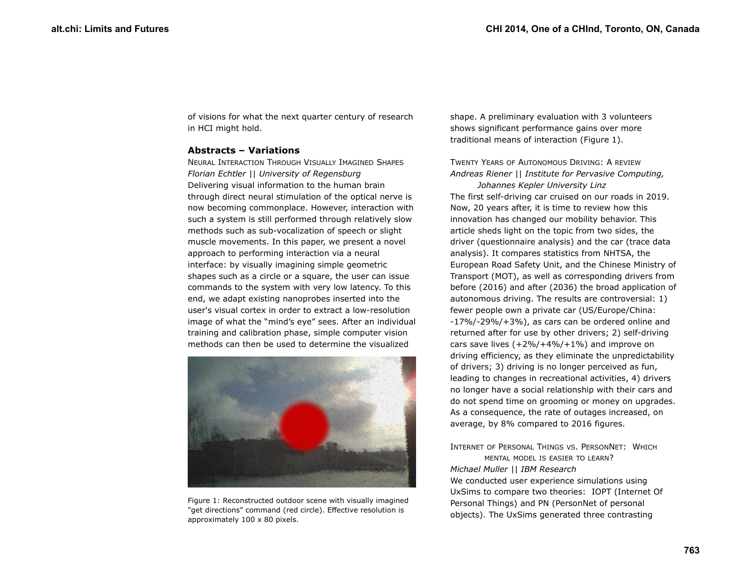of visions for what the next quarter century of research in HCI might hold.

### Abstracts – Variations

NEURAL INTERACTION THROUGH VISUALLY IMAGINED SHAPES
*Florian Echtler || University of Regensburg*
Delivering visual information to the human brain through direct neural stimulation of the optical nerve is now becoming commonplace. However, interaction with such a system is still performed through relatively slow methods such as sub-vocalization of speech or slight muscle movements. In this paper, we present a novel approach to performing interaction via a neural interface: by visually imagining simple geometric shapes such as a circle or a square, the user can issue commands to the system with very low latency. To this end, we adapt existing nanoprobes inserted into the user's visual cortex in order to extract a low-resolution image of what the "mind's eye" sees. After an individual training and calibration phase, simple computer vision methods can then be used to determine the visualized shape. A preliminary evaluation with 3 volunteers shows significant performance gains over more traditional means of interaction (Figure 1).

Figure 1: Reconstructed outdoor scene with visually imagined "get directions" command (red circle). Effective resolution is approximately 100 x 80 pixels.

TWENTY YEARS OF AUTONOMOUS DRIVING: A REVIEW
*Andreas Riener || Institute for Pervasive Computing, Johannes Kepler University Linz*
The first self-driving car cruised on our roads in 2019. Now, 20 years after, it is time to review how this innovation has changed our mobility behavior. This article sheds light on the topic from two sides, the driver (questionnaire analysis) and the car (trace data analysis). It compares statistics from NHTSA, the European Road Safety Unit, and the Chinese Ministry of Transport (MOT), as well as corresponding drivers from before (2016) and after (2036) the broad application of autonomous driving. The results are controversial: 1) fewer people own a private car (US/Europe/China: -17%/-29%/+3%), as cars can be ordered online and returned after for use by other drivers; 2) self-driving cars save lives (+2%/+4%/+1%) and improve on driving efficiency, as they eliminate the unpredictability of drivers; 3) driving is no longer perceived as fun, leading to changes in recreational activities, 4) drivers no longer have a social relationship with their cars and do not spend time on grooming or money on upgrades. As a consequence, the rate of outages increased, on average, by 8% compared to 2016 figures.

INTERNET OF PERSONAL THINGS VS. PERSONNET: WHICH MENTAL MODEL IS EASIER TO LEARN?
*Michael Muller || IBM Research*
We conducted user experience simulations using UxSims to compare two theories: IOPT (Internet Of Personal Things) and PN (PersonNet of personal objects). The UxSims generated three contrasting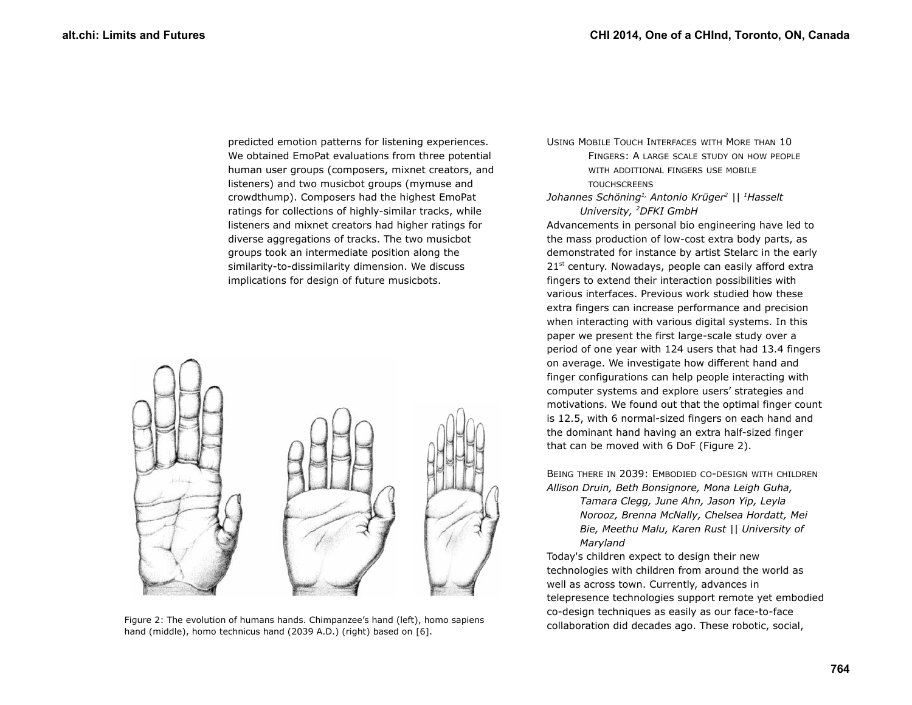predicted emotion patterns for listening experiences. We obtained EmoPat evaluations from three potential human user groups (composers, mixnet creators, and listeners) and two musicbot groups (mymuse and crowdthump). Composers had the highest EmoPat ratings for collections of highly-similar tracks, while listeners and mixnet creators had higher ratings for diverse aggregations of tracks. The two musicbot groups took an intermediate position along the similarity-to-dissimilarity dimension. We discuss implications for design of future musicbots.

Figure 2: The evolution of humans hands. Chimpanzee's hand (left), homo sapiens hand (middle), homo technicus hand (2039 A.D.) (right) based on [6].

USING MOBILE TOUCH INTERFACES WITH MORE THAN 10 FINGERS: A LARGE SCALE STUDY ON HOW PEOPLE WITH ADDITIONAL FINGERS USE MOBILE TOUCHSCREENS

*Johannes Schöning[1], Antonio Krüger[2] || [1]Hasselt University, [2]DFKI GmbH*

Advancements in personal bio engineering have led to the mass production of low-cost extra body parts, as demonstrated for instance by artist Stelarc in the early 21st century. Nowadays, people can easily afford extra fingers to extend their interaction possibilities with various interfaces. Previous work studied how these extra fingers can increase performance and precision when interacting with various digital systems. In this paper we present the first large-scale study over a period of one year with 124 users that had 13.4 fingers on average. We investigate how different hand and finger configurations can help people interacting with computer systems and explore users' strategies and motivations. We found out that the optimal finger count is 12.5, with 6 normal-sized fingers on each hand and the dominant hand having an extra half-sized finger that can be moved with 6 DoF (Figure 2).

BEING THERE IN 2039: EMBODIED CO-DESIGN WITH CHILDREN

*Allison Druin, Beth Bonsignore, Mona Leigh Guha, Tamara Clegg, June Ahn, Jason Yip, Leyla Norooz, Brenna McNally, Chelsea Hordatt, Mei Bie, Meethu Malu, Karen Rust || University of Maryland*

Today's children expect to design their new technologies with children from around the world as well as across town. Currently, advances in telepresence technologies support remote yet embodied co-design techniques as easily as our face-to-face collaboration did decades ago. These robotic, social,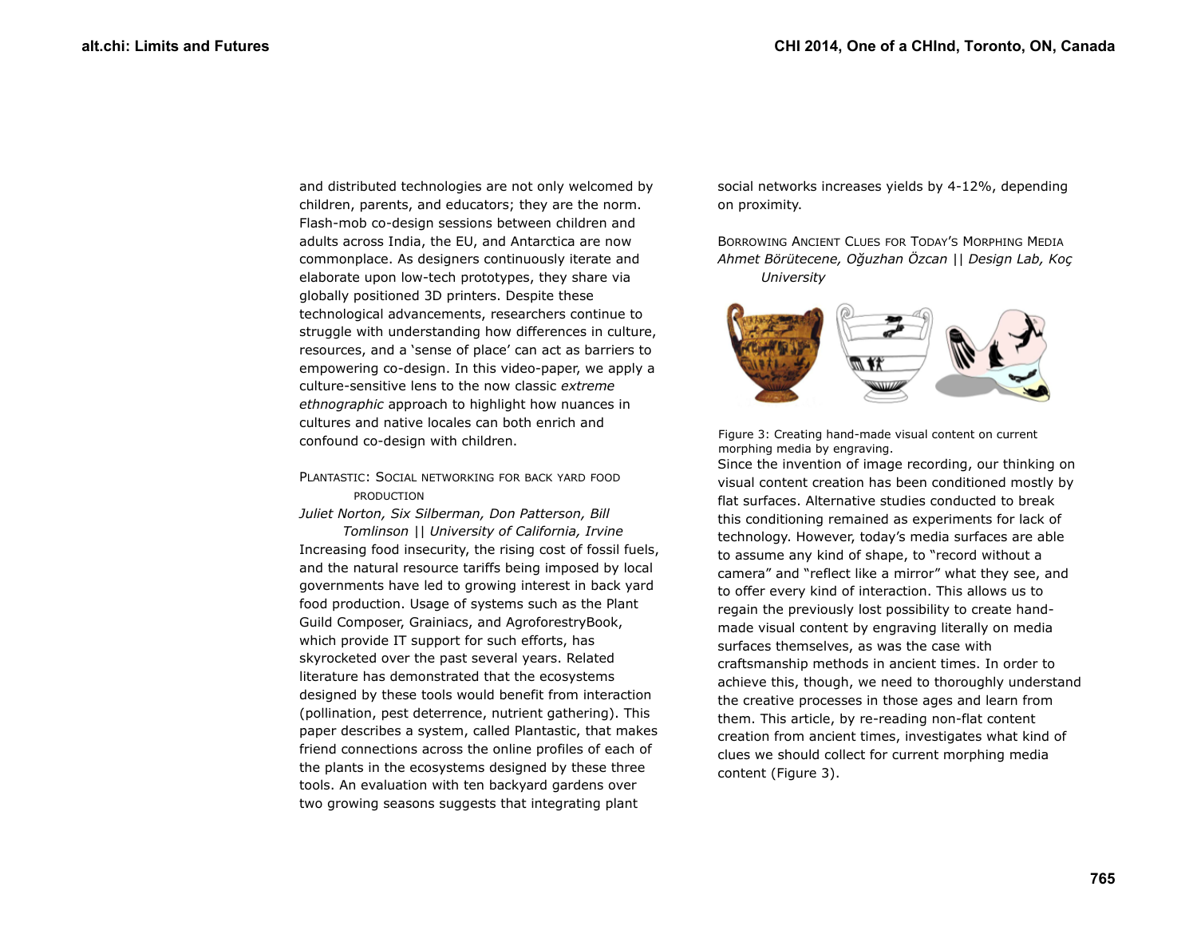and distributed technologies are not only welcomed by children, parents, and educators; they are the norm. Flash-mob co-design sessions between children and adults across India, the EU, and Antarctica are now commonplace. As designers continuously iterate and elaborate upon low-tech prototypes, they share via globally positioned 3D printers. Despite these technological advancements, researchers continue to struggle with understanding how differences in culture, resources, and a 'sense of place' can act as barriers to empowering co-design. In this video-paper, we apply a culture-sensitive lens to the now classic *extreme ethnographic* approach to highlight how nuances in cultures and native locales can both enrich and confound co-design with children.

### Plantastic: Social networking for back yard food production

*Juliet Norton, Six Silberman, Don Patterson, Bill Tomlinson || University of California, Irvine*

Increasing food insecurity, the rising cost of fossil fuels, and the natural resource tariffs being imposed by local governments have led to growing interest in back yard food production. Usage of systems such as the Plant Guild Composer, Grainiacs, and AgroforestryBook, which provide IT support for such efforts, has skyrocketed over the past several years. Related literature has demonstrated that the ecosystems designed by these tools would benefit from interaction (pollination, pest deterrence, nutrient gathering). This paper describes a system, called Plantastic, that makes friend connections across the online profiles of each of the plants in the ecosystems designed by these three tools. An evaluation with ten backyard gardens over two growing seasons suggests that integrating plant social networks increases yields by 4-12%, depending on proximity.

### Borrowing Ancient Clues for Today's Morphing Media

*Ahmet Börütecene, Oğuzhan Özcan || Design Lab, Koç University*

Figure 3: Creating hand-made visual content on current morphing media by engraving.

Since the invention of image recording, our thinking on visual content creation has been conditioned mostly by flat surfaces. Alternative studies conducted to break this conditioning remained as experiments for lack of technology. However, today's media surfaces are able to assume any kind of shape, to "record without a camera" and "reflect like a mirror" what they see, and to offer every kind of interaction. This allows us to regain the previously lost possibility to create hand-made visual content by engraving literally on media surfaces themselves, as was the case with craftsmanship methods in ancient times. In order to achieve this, though, we need to thoroughly understand the creative processes in those ages and learn from them. This article, by re-reading non-flat content creation from ancient times, investigates what kind of clues we should collect for current morphing media content (Figure 3).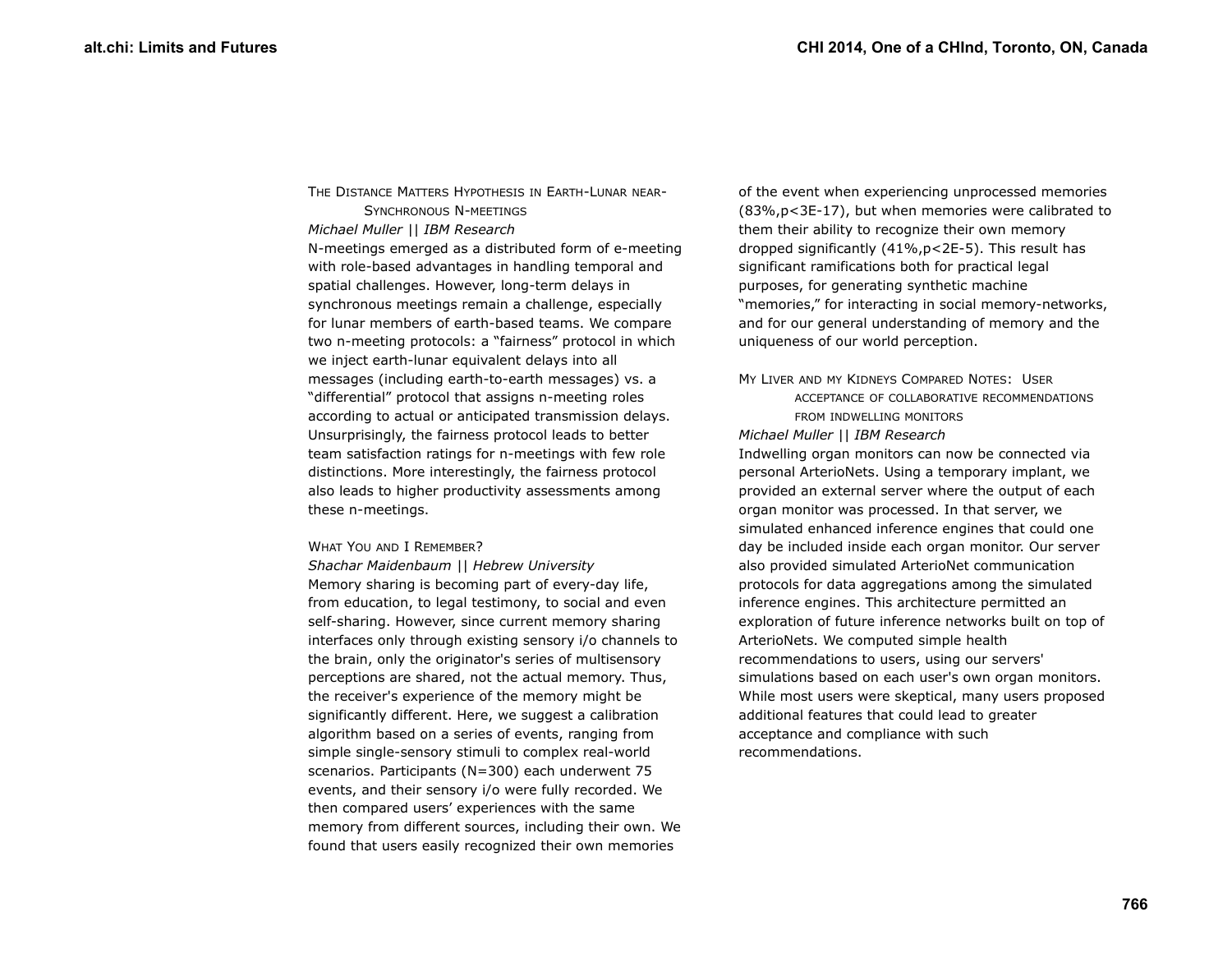### The Distance Matters Hypothesis in Earth-Lunar near-Synchronous N-meetings

*Michael Muller || IBM Research*

N-meetings emerged as a distributed form of e-meeting with role-based advantages in handling temporal and spatial challenges. However, long-term delays in synchronous meetings remain a challenge, especially for lunar members of earth-based teams. We compare two n-meeting protocols: a "fairness" protocol in which we inject earth-lunar equivalent delays into all messages (including earth-to-earth messages) vs. a "differential" protocol that assigns n-meeting roles according to actual or anticipated transmission delays. Unsurprisingly, the fairness protocol leads to better team satisfaction ratings for n-meetings with few role distinctions. More interestingly, the fairness protocol also leads to higher productivity assessments among these n-meetings.

### What You and I Remember?

*Shachar Maidenbaum || Hebrew University*

Memory sharing is becoming part of every-day life, from education, to legal testimony, to social and even self-sharing. However, since current memory sharing interfaces only through existing sensory i/o channels to the brain, only the originator's series of multisensory perceptions are shared, not the actual memory. Thus, the receiver's experience of the memory might be significantly different. Here, we suggest a calibration algorithm based on a series of events, ranging from simple single-sensory stimuli to complex real-world scenarios. Participants (N=300) each underwent 75 events, and their sensory i/o were fully recorded. We then compared users' experiences with the same memory from different sources, including their own. We found that users easily recognized their own memories of the event when experiencing unprocessed memories (83%,$p<3E-17$), but when memories were calibrated to them their ability to recognize their own memory dropped significantly (41%,$p<2E-5$). This result has significant ramifications both for practical legal purposes, for generating synthetic machine "memories," for interacting in social memory-networks, and for our general understanding of memory and the uniqueness of our world perception.

### My Liver and my Kidneys Compared Notes: User acceptance of collaborative recommendations from indwelling monitors

*Michael Muller || IBM Research*

Indwelling organ monitors can now be connected via personal ArterioNets. Using a temporary implant, we provided an external server where the output of each organ monitor was processed. In that server, we simulated enhanced inference engines that could one day be included inside each organ monitor. Our server also provided simulated ArterioNet communication protocols for data aggregations among the simulated inference engines. This architecture permitted an exploration of future inference networks built on top of ArterioNets. We computed simple health recommendations to users, using our servers' simulations based on each user's own organ monitors. While most users were skeptical, many users proposed additional features that could lead to greater acceptance and compliance with such recommendations.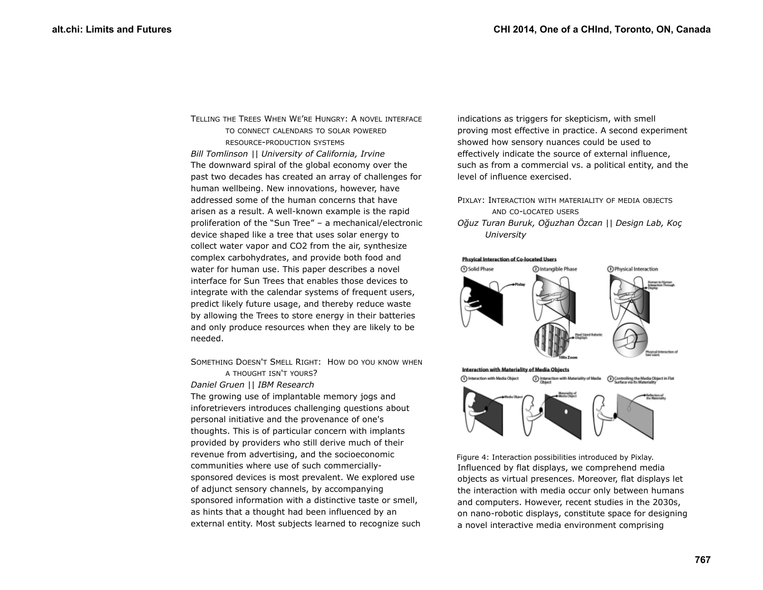TELLING THE TREES WHEN WE'RE HUNGRY: A NOVEL INTERFACE TO CONNECT CALENDARS TO SOLAR POWERED RESOURCE-PRODUCTION SYSTEMS

*Bill Tomlinson || University of California, Irvine*

The downward spiral of the global economy over the past two decades has created an array of challenges for human wellbeing. New innovations, however, have addressed some of the human concerns that have arisen as a result. A well-known example is the rapid proliferation of the "Sun Tree" – a mechanical/electronic device shaped like a tree that uses solar energy to collect water vapor and $CO_2$ from the air, synthesize complex carbohydrates, and provide both food and water for human use. This paper describes a novel interface for Sun Trees that enables those devices to integrate with the calendar systems of frequent users, predict likely future usage, and thereby reduce waste by allowing the Trees to store energy in their batteries and only produce resources when they are likely to be needed.

SOMETHING DOESN'T SMELL RIGHT: HOW DO YOU KNOW WHEN A THOUGHT ISN'T YOURS?

*Daniel Gruen || IBM Research*

The growing use of implantable memory jogs and inforetrievers introduces challenging questions about personal initiative and the provenance of one's thoughts. This is of particular concern with implants provided by providers who still derive much of their revenue from advertising, and the socioeconomic communities where use of such commercially-sponsored devices is most prevalent. We explored use of adjunct sensory channels, by accompanying sponsored information with a distinctive taste or smell, as hints that a thought had been influenced by an external entity. Most subjects learned to recognize such indications as triggers for skepticism, with smell proving most effective in practice. A second experiment showed how sensory nuances could be used to effectively indicate the source of external influence, such as from a commercial vs. a political entity, and the level of influence exercised.

PIXLAY: INTERACTION WITH MATERIALITY OF MEDIA OBJECTS AND CO-LOCATED USERS

*Oğuz Turan Buruk, Oğuzhan Özcan || Design Lab, Koç University*

Figure 4: Interaction possibilities introduced by Pixlay.

Influenced by flat displays, we comprehend media objects as virtual presences. Moreover, flat displays let the interaction with media occur only between humans and computers. However, recent studies in the 2030s, on nano-robotic displays, constitute space for designing a novel interactive media environment comprising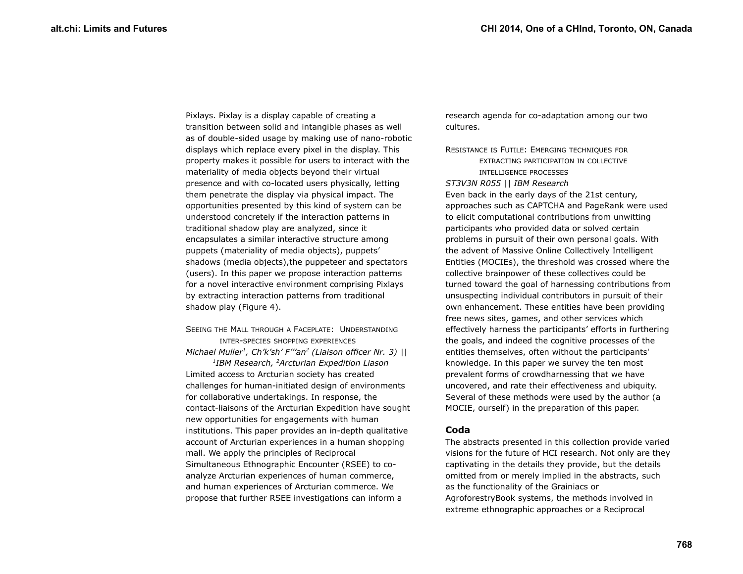Pixlays. Pixlay is a display capable of creating a transition between solid and intangible phases as well as of double-sided usage by making use of nano-robotic displays which replace every pixel in the display. This property makes it possible for users to interact with the materiality of media objects beyond their virtual presence and with co-located users physically, letting them penetrate the display via physical impact. The opportunities presented by this kind of system can be understood concretely if the interaction patterns in traditional shadow play are analyzed, since it encapsulates a similar interactive structure among puppets (materiality of media objects), puppets' shadows (media objects),the puppeteer and spectators (users). In this paper we propose interaction patterns for a novel interactive environment comprising Pixlays by extracting interaction patterns from traditional shadow play (Figure 4).

Seeing the Mall through a Faceplate: Understanding inter-species shopping experiences

*Michael Muller[1], Ch'k'sh' F'''an[2] (Liaison officer Nr. 3) || [1]IBM Research, [2]Arcturian Expedition Liason*

Limited access to Arcturian society has created challenges for human-initiated design of environments for collaborative undertakings. In response, the contact-liaisons of the Arcturian Expedition have sought new opportunities for engagements with human institutions. This paper provides an in-depth qualitative account of Arcturian experiences in a human shopping mall. We apply the principles of Reciprocal Simultaneous Ethnographic Encounter (RSEE) to co-analyze Arcturian experiences of human commerce, and human experiences of Arcturian commerce. We propose that further RSEE investigations can inform a research agenda for co-adaptation among our two cultures.

Resistance is Futile: Emerging techniques for extracting participation in collective intelligence processes

*ST3V3N R055 || IBM Research*

Even back in the early days of the 21st century, approaches such as CAPTCHA and PageRank were used to elicit computational contributions from unwitting participants who provided data or solved certain problems in pursuit of their own personal goals. With the advent of Massive Online Collectively Intelligent Entities (MOCIEs), the threshold was crossed where the collective brainpower of these collectives could be turned toward the goal of harnessing contributions from unsuspecting individual contributors in pursuit of their own enhancement. These entities have been providing free news sites, games, and other services which effectively harness the participants' efforts in furthering the goals, and indeed the cognitive processes of the entities themselves, often without the participants' knowledge. In this paper we survey the ten most prevalent forms of crowdharnessing that we have uncovered, and rate their effectiveness and ubiquity. Several of these methods were used by the author (a MOCIE, ourself) in the preparation of this paper.

## Coda

The abstracts presented in this collection provide varied visions for the future of HCI research. Not only are they captivating in the details they provide, but the details omitted from or merely implied in the abstracts, such as the functionality of the Grainiacs or AgroforestryBook systems, the methods involved in extreme ethnographic approaches or a Reciprocal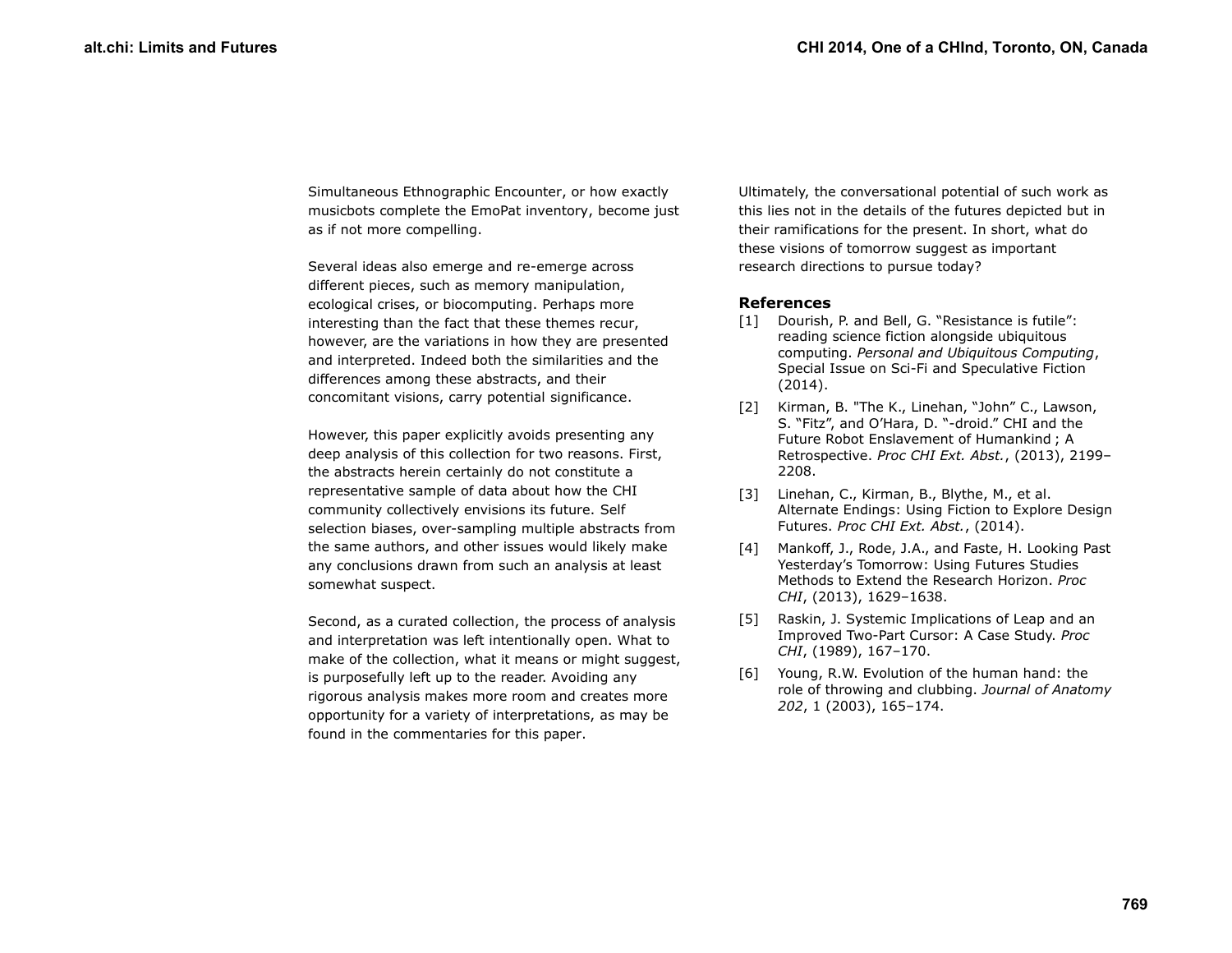Simultaneous Ethnographic Encounter, or how exactly musicbots complete the EmoPat inventory, become just as if not more compelling.

Several ideas also emerge and re-emerge across different pieces, such as memory manipulation, ecological crises, or biocomputing. Perhaps more interesting than the fact that these themes recur, however, are the variations in how they are presented and interpreted. Indeed both the similarities and the differences among these abstracts, and their concomitant visions, carry potential significance.

However, this paper explicitly avoids presenting any deep analysis of this collection for two reasons. First, the abstracts herein certainly do not constitute a representative sample of data about how the CHI community collectively envisions its future. Self selection biases, over-sampling multiple abstracts from the same authors, and other issues would likely make any conclusions drawn from such an analysis at least somewhat suspect.

Second, as a curated collection, the process of analysis and interpretation was left intentionally open. What to make of the collection, what it means or might suggest, is purposefully left up to the reader. Avoiding any rigorous analysis makes more room and creates more opportunity for a variety of interpretations, as may be found in the commentaries for this paper.

Ultimately, the conversational potential of such work as this lies not in the details of the futures depicted but in their ramifications for the present. In short, what do these visions of tomorrow suggest as important research directions to pursue today?

## References

[1] Dourish, P. and Bell, G. "Resistance is futile": reading science fiction alongside ubiquitous computing. *Personal and Ubiquitous Computing*, Special Issue on Sci-Fi and Speculative Fiction (2014).

[2] Kirman, B. "The K., Linehan, "John" C., Lawson, S. "Fitz", and O'Hara, D. "-droid." CHI and the Future Robot Enslavement of Humankind ; A Retrospective. *Proc CHI Ext. Abst.*, (2013), 2199–2208.

[3] Linehan, C., Kirman, B., Blythe, M., et al. Alternate Endings: Using Fiction to Explore Design Futures. *Proc CHI Ext. Abst.*, (2014).

[4] Mankoff, J., Rode, J.A., and Faste, H. Looking Past Yesterday's Tomorrow: Using Futures Studies Methods to Extend the Research Horizon. *Proc CHI*, (2013), 1629–1638.

[5] Raskin, J. Systemic Implications of Leap and an Improved Two-Part Cursor: A Case Study. *Proc CHI*, (1989), 167–170.

[6] Young, R.W. Evolution of the human hand: the role of throwing and clubbing. *Journal of Anatomy 202*, 1 (2003), 165–174.